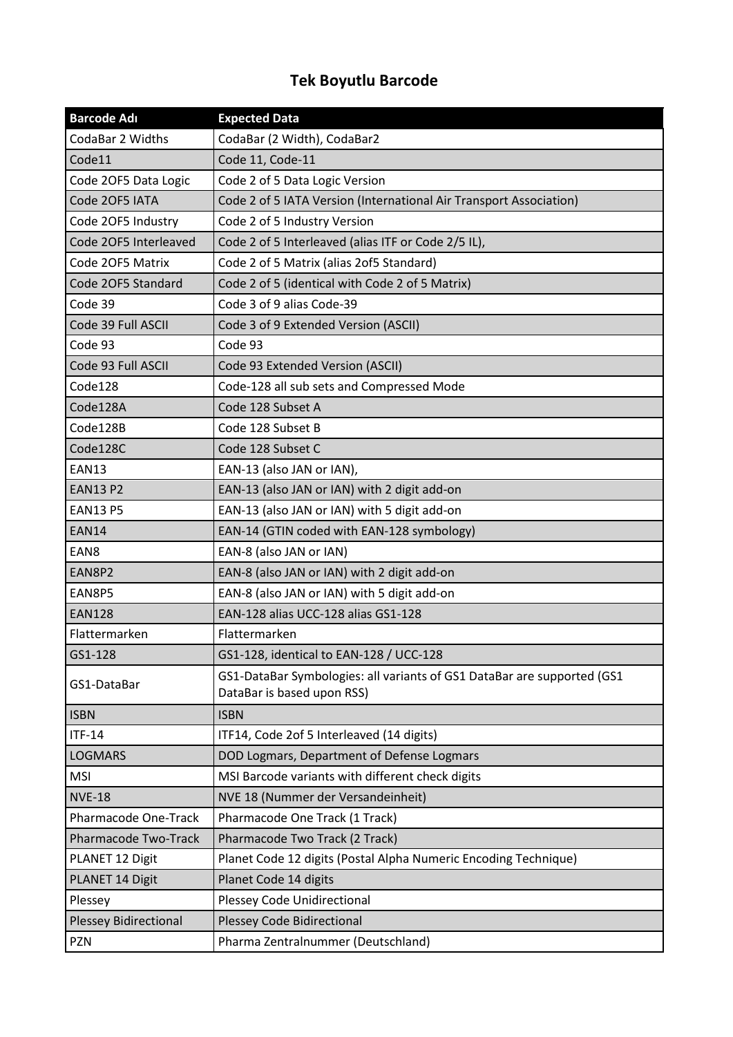# Tek Boyutlu Barcode

| Barcode Adı | Expected Data |
|---|---|
| CodaBar 2 Widths | CodaBar (2 Width), CodaBar2 |
| Code11 | Code 11, Code-11 |
| Code 2OF5 Data Logic | Code 2 of 5 Data Logic Version |
| Code 2OF5 IATA | Code 2 of 5 IATA Version (International Air Transport Association) |
| Code 2OF5 Industry | Code 2 of 5 Industry Version |
| Code 2OF5 Interleaved | Code 2 of 5 Interleaved (alias ITF or Code 2/5 IL), |
| Code 2OF5 Matrix | Code 2 of 5 Matrix (alias 2of5 Standard) |
| Code 2OF5 Standard | Code 2 of 5 (identical with Code 2 of 5 Matrix) |
| Code 39 | Code 3 of 9 alias Code-39 |
| Code 39 Full ASCII | Code 3 of 9 Extended Version (ASCII) |
| Code 93 | Code 93 |
| Code 93 Full ASCII | Code 93 Extended Version (ASCII) |
| Code128 | Code-128 all sub sets and Compressed Mode |
| Code128A | Code 128 Subset A |
| Code128B | Code 128 Subset B |
| Code128C | Code 128 Subset C |
| EAN13 | EAN-13 (also JAN or IAN), |
| EAN13 P2 | EAN-13 (also JAN or IAN) with 2 digit add-on |
| EAN13 P5 | EAN-13 (also JAN or IAN) with 5 digit add-on |
| EAN14 | EAN-14 (GTIN coded with EAN-128 symbology) |
| EAN8 | EAN-8 (also JAN or IAN) |
| EAN8P2 | EAN-8 (also JAN or IAN) with 2 digit add-on |
| EAN8P5 | EAN-8 (also JAN or IAN) with 5 digit add-on |
| EAN128 | EAN-128 alias UCC-128 alias GS1-128 |
| Flattermarken | Flattermarken |
| GS1-128 | GS1-128, identical to EAN-128 / UCC-128 |
| GS1-DataBar | GS1-DataBar Symbologies: all variants of GS1 DataBar are supported (GS1 DataBar is based upon RSS) |
| ISBN | ISBN |
| ITF-14 | ITF14, Code 2of 5 Interleaved (14 digits) |
| LOGMARS | DOD Logmars, Department of Defense Logmars |
| MSI | MSI Barcode variants with different check digits |
| NVE-18 | NVE 18 (Nummer der Versandeinheit) |
| Pharmacode One-Track | Pharmacode One Track (1 Track) |
| Pharmacode Two-Track | Pharmacode Two Track (2 Track) |
| PLANET 12 Digit | Planet Code 12 digits (Postal Alpha Numeric Encoding Technique) |
| PLANET 14 Digit | Planet Code 14 digits |
| Plessey | Plessey Code Unidirectional |
| Plessey Bidirectional | Plessey Code Bidirectional |
| PZN | Pharma Zentralnummer (Deutschland) |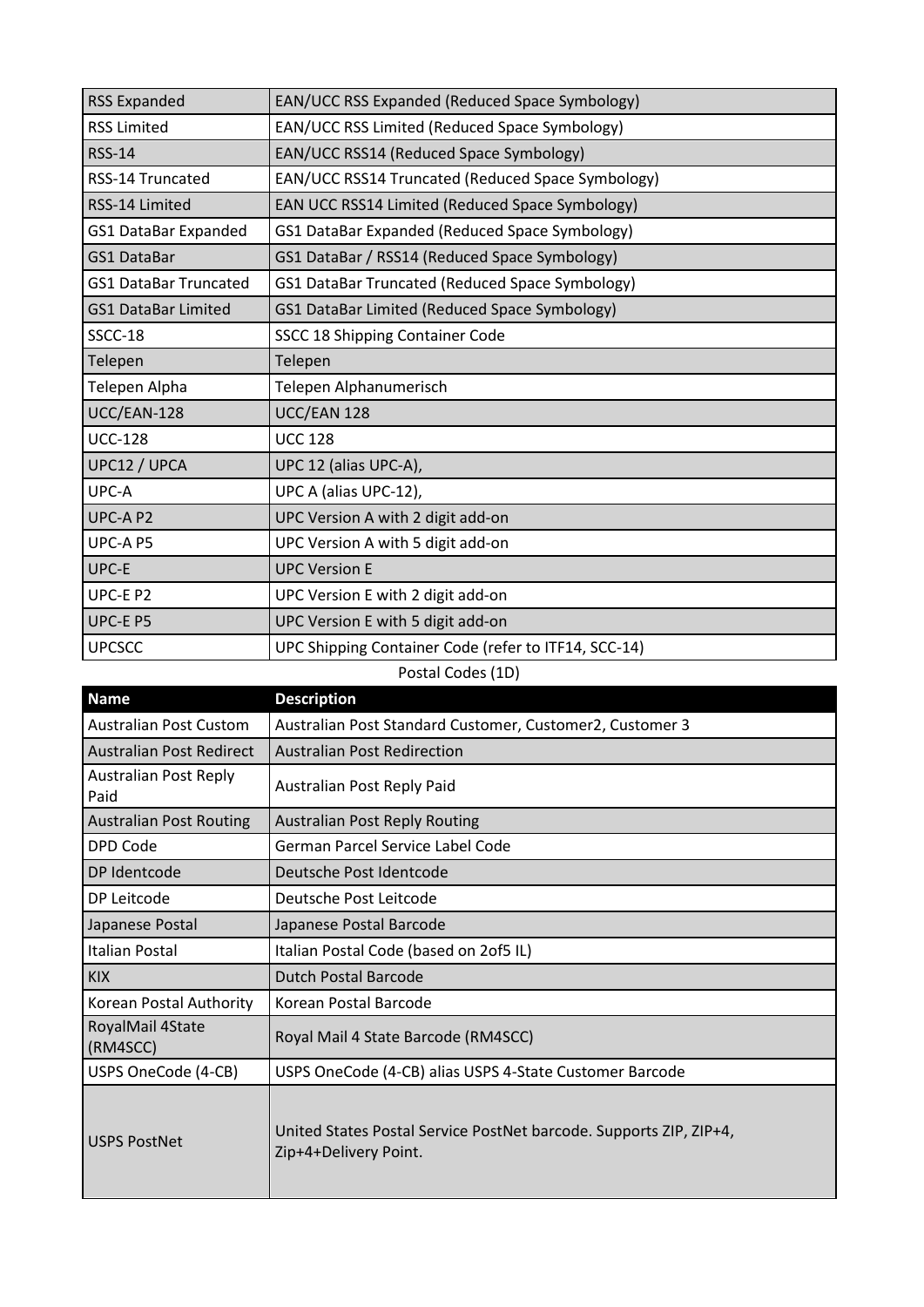| | |
|---|---|
| RSS Expanded | EAN/UCC RSS Expanded (Reduced Space Symbology) |
| RSS Limited | EAN/UCC RSS Limited (Reduced Space Symbology) |
| RSS-14 | EAN/UCC RSS14 (Reduced Space Symbology) |
| RSS-14 Truncated | EAN/UCC RSS14 Truncated (Reduced Space Symbology) |
| RSS-14 Limited | EAN UCC RSS14 Limited (Reduced Space Symbology) |
| GS1 DataBar Expanded | GS1 DataBar Expanded (Reduced Space Symbology) |
| GS1 DataBar | GS1 DataBar / RSS14 (Reduced Space Symbology) |
| GS1 DataBar Truncated | GS1 DataBar Truncated (Reduced Space Symbology) |
| GS1 DataBar Limited | GS1 DataBar Limited (Reduced Space Symbology) |
| SSCC-18 | SSCC 18 Shipping Container Code |
| Telepen | Telepen |
| Telepen Alpha | Telepen Alphanumerisch |
| UCC/EAN-128 | UCC/EAN 128 |
| UCC-128 | UCC 128 |
| UPC12 / UPCA | UPC 12 (alias UPC-A), |
| UPC-A | UPC A (alias UPC-12), |
| UPC-A P2 | UPC Version A with 2 digit add-on |
| UPC-A P5 | UPC Version A with 5 digit add-on |
| UPC-E | UPC Version E |
| UPC-E P2 | UPC Version E with 2 digit add-on |
| UPC-E P5 | UPC Version E with 5 digit add-on |
| UPCSCC | UPC Shipping Container Code (refer to ITF14, SCC-14) |

Postal Codes (1D)

| Name | Description |
|---|---|
| Australian Post Custom | Australian Post Standard Customer, Customer2, Customer 3 |
| Australian Post Redirect | Australian Post Redirection |
| Australian Post Reply Paid | Australian Post Reply Paid |
| Australian Post Routing | Australian Post Reply Routing |
| DPD Code | German Parcel Service Label Code |
| DP Identcode | Deutsche Post Identcode |
| DP Leitcode | Deutsche Post Leitcode |
| Japanese Postal | Japanese Postal Barcode |
| Italian Postal | Italian Postal Code (based on 2of5 IL) |
| KIX | Dutch Postal Barcode |
| Korean Postal Authority | Korean Postal Barcode |
| RoyalMail 4State (RM4SCC) | Royal Mail 4 State Barcode (RM4SCC) |
| USPS OneCode (4-CB) | USPS OneCode (4-CB) alias USPS 4-State Customer Barcode |
| USPS PostNet | United States Postal Service PostNet barcode. Supports ZIP, ZIP+4, Zip+4+Delivery Point. |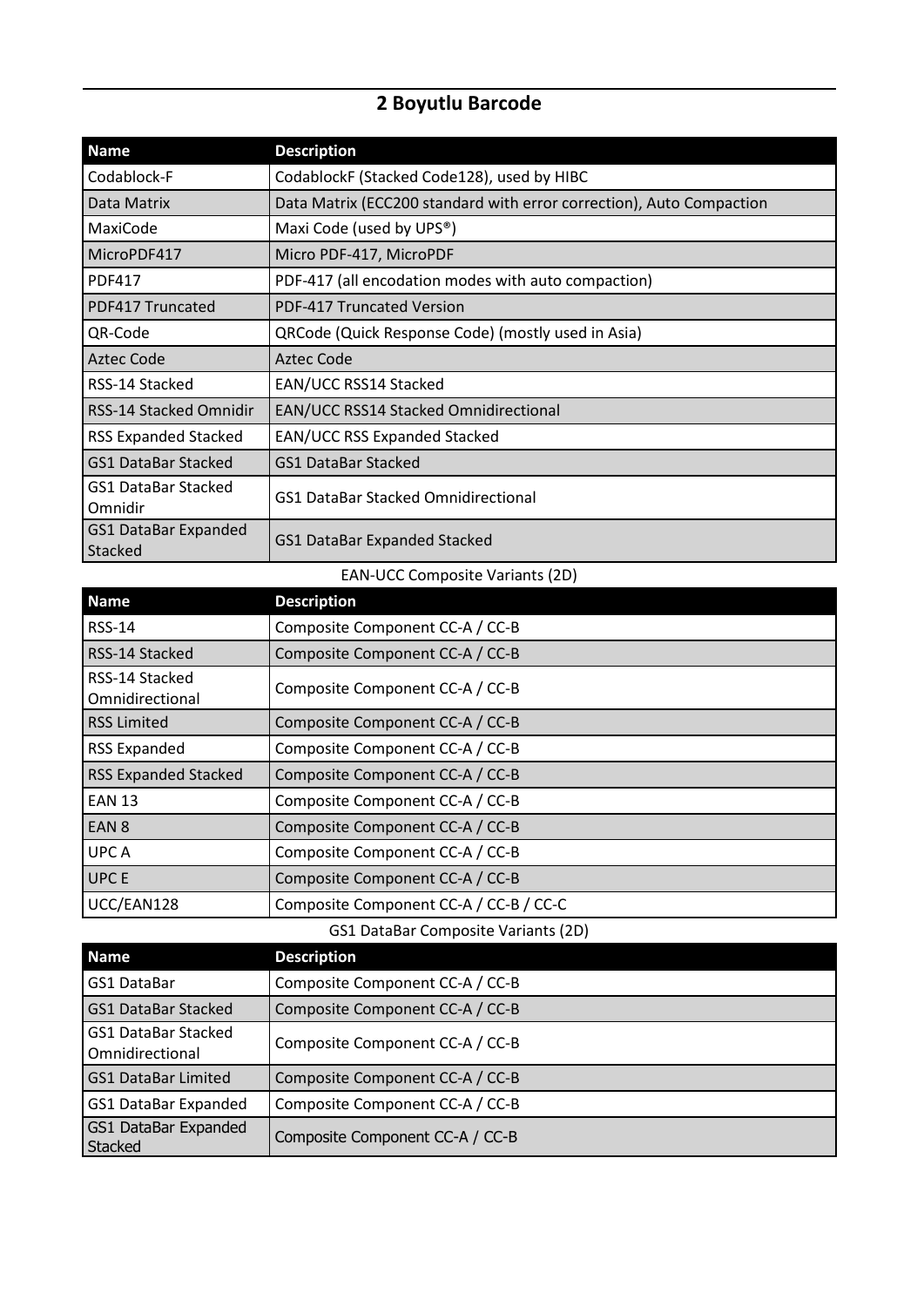## 2 Boyutlu Barcode

| Name | Description |
| --- | --- |
| Codablock-F | CodablockF (Stacked Code128), used by HIBC |
| Data Matrix | Data Matrix (ECC200 standard with error correction), Auto Compaction |
| MaxiCode | Maxi Code (used by UPS®) |
| MicroPDF417 | Micro PDF-417, MicroPDF |
| PDF417 | PDF-417 (all encodation modes with auto compaction) |
| PDF417 Truncated | PDF-417 Truncated Version |
| QR-Code | QRCode (Quick Response Code) (mostly used in Asia) |
| Aztec Code | Aztec Code |
| RSS-14 Stacked | EAN/UCC RSS14 Stacked |
| RSS-14 Stacked Omnidir | EAN/UCC RSS14 Stacked Omnidirectional |
| RSS Expanded Stacked | EAN/UCC RSS Expanded Stacked |
| GS1 DataBar Stacked | GS1 DataBar Stacked |
| GS1 DataBar Stacked Omnidir | GS1 DataBar Stacked Omnidirectional |
| GS1 DataBar Expanded Stacked | GS1 DataBar Expanded Stacked |

EAN-UCC Composite Variants (2D)

| Name | Description |
| --- | --- |
| RSS-14 | Composite Component CC-A / CC-B |
| RSS-14 Stacked | Composite Component CC-A / CC-B |
| RSS-14 Stacked Omnidirectional | Composite Component CC-A / CC-B |
| RSS Limited | Composite Component CC-A / CC-B |
| RSS Expanded | Composite Component CC-A / CC-B |
| RSS Expanded Stacked | Composite Component CC-A / CC-B |
| EAN 13 | Composite Component CC-A / CC-B |
| EAN 8 | Composite Component CC-A / CC-B |
| UPC A | Composite Component CC-A / CC-B |
| UPC E | Composite Component CC-A / CC-B |
| UCC/EAN128 | Composite Component CC-A / CC-B / CC-C |

GS1 DataBar Composite Variants (2D)

| Name | Description |
| --- | --- |
| GS1 DataBar | Composite Component CC-A / CC-B |
| GS1 DataBar Stacked | Composite Component CC-A / CC-B |
| GS1 DataBar Stacked Omnidirectional | Composite Component CC-A / CC-B |
| GS1 DataBar Limited | Composite Component CC-A / CC-B |
| GS1 DataBar Expanded | Composite Component CC-A / CC-B |
| GS1 DataBar Expanded Stacked | Composite Component CC-A / CC-B |